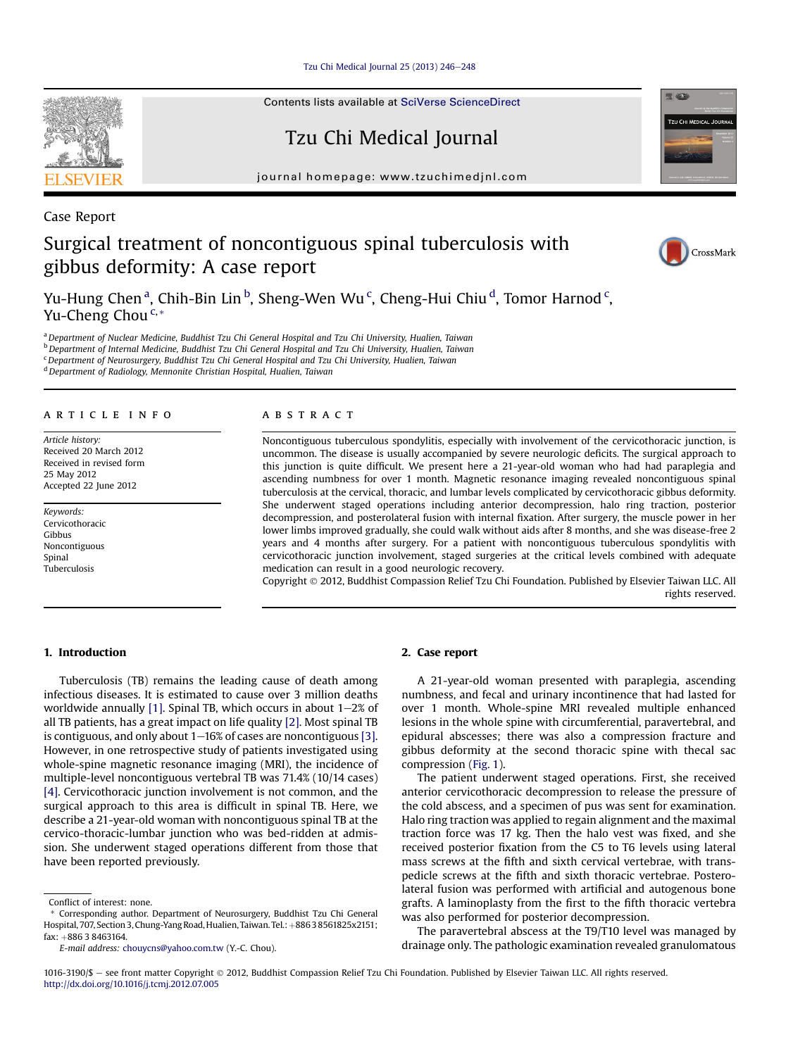Contents lists available at SciVerse ScienceDirect

# Tzu Chi Medical Journal

journal homepage: www.tzuchimedjnl.com

Case Report

# Surgical treatment of noncontiguous spinal tuberculosis with gibbus deformity: A case report

Yu-Hung Chen [a], Chih-Bin Lin [b], Sheng-Wen Wu [c], Cheng-Hui Chiu [d], Tomor Harnod [c], Yu-Cheng Chou [c,*]

[a] Department of Nuclear Medicine, Buddhist Tzu Chi General Hospital and Tzu Chi University, Hualien, Taiwan
[b] Department of Internal Medicine, Buddhist Tzu Chi General Hospital and Tzu Chi University, Hualien, Taiwan
[c] Department of Neurosurgery, Buddhist Tzu Chi General Hospital and Tzu Chi University, Hualien, Taiwan
[d] Department of Radiology, Mennonite Christian Hospital, Hualien, Taiwan

**ARTICLE INFO**

*Article history:*
Received 20 March 2012
Received in revised form 25 May 2012
Accepted 22 June 2012

*Keywords:*
Cervicothoracic
Gibbus
Noncontiguous
Spinal
Tuberculosis

**ABSTRACT**

Noncontiguous tuberculous spondylitis, especially with involvement of the cervicothoracic junction, is uncommon. The disease is usually accompanied by severe neurologic deficits. The surgical approach to this junction is quite difficult. We present here a 21-year-old woman who had had paraplegia and ascending numbness for over 1 month. Magnetic resonance imaging revealed noncontiguous spinal tuberculosis at the cervical, thoracic, and lumbar levels complicated by cervicothoracic gibbus deformity. She underwent staged operations including anterior decompression, halo ring traction, posterior decompression, and posterolateral fusion with internal fixation. After surgery, the muscle power in her lower limbs improved gradually, she could walk without aids after 8 months, and she was disease-free 2 years and 4 months after surgery. For a patient with noncontiguous tuberculous spondylitis with cervicothoracic junction involvement, staged surgeries at the critical levels combined with adequate medication can result in a good neurologic recovery.

Copyright © 2012, Buddhist Compassion Relief Tzu Chi Foundation. Published by Elsevier Taiwan LLC. All rights reserved.

## 1. Introduction

Tuberculosis (TB) remains the leading cause of death among infectious diseases. It is estimated to cause over 3 million deaths worldwide annually [1]. Spinal TB, which occurs in about 1–2% of all TB patients, has a great impact on life quality [2]. Most spinal TB is contiguous, and only about 1–16% of cases are noncontiguous [3]. However, in one retrospective study of patients investigated using whole-spine magnetic resonance imaging (MRI), the incidence of multiple-level noncontiguous vertebral TB was 71.4% (10/14 cases) [4]. Cervicothoracic junction involvement is not common, and the surgical approach to this area is difficult in spinal TB. Here, we describe a 21-year-old woman with noncontiguous spinal TB at the cervico-thoracic-lumbar junction who was bed-ridden at admission. She underwent staged operations different from those that have been reported previously.

## 2. Case report

A 21-year-old woman presented with paraplegia, ascending numbness, and fecal and urinary incontinence that had lasted for over 1 month. Whole-spine MRI revealed multiple enhanced lesions in the whole spine with circumferential, paravertebral, and epidural abscesses; there was also a compression fracture and gibbus deformity at the second thoracic spine with thecal sac compression (Fig. 1).

The patient underwent staged operations. First, she received anterior cervicothoracic decompression to release the pressure of the cold abscess, and a specimen of pus was sent for examination. Halo ring traction was applied to regain alignment and the maximal traction force was 17 kg. Then the halo vest was fixed, and she received posterior fixation from the C5 to T6 levels using lateral mass screws at the fifth and sixth cervical vertebrae, with transpedicle screws at the fifth and sixth thoracic vertebrae. Posterolateral fusion was performed with artificial and autogenous bone grafts. A laminoplasty from the first to the fifth thoracic vertebra was also performed for posterior decompression.

The paravertebral abscess at the T9/T10 level was managed by drainage only. The pathologic examination revealed granulomatous

Conflict of interest: none.

\* Corresponding author. Department of Neurosurgery, Buddhist Tzu Chi General Hospital, 707, Section 3, Chung-Yang Road, Hualien, Taiwan. Tel.: +886 3 8561825x2151; fax: +886 3 8463164.

E-mail address: chouycns@yahoo.com.tw (Y.-C. Chou).

1016-3190/$ – see front matter Copyright © 2012, Buddhist Compassion Relief Tzu Chi Foundation. Published by Elsevier Taiwan LLC. All rights reserved.
http://dx.doi.org/10.1016/j.tcmj.2012.07.005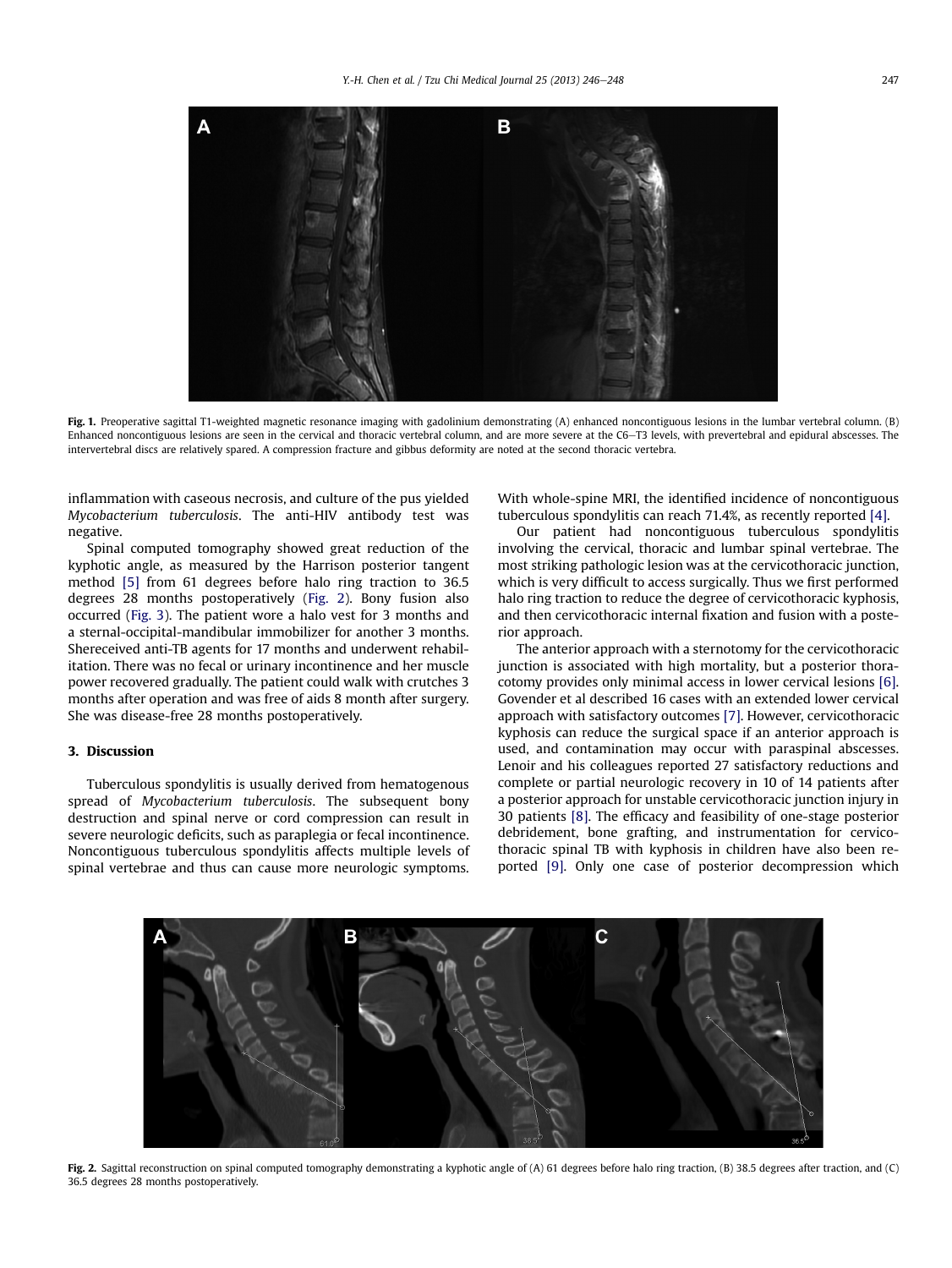Fig. 1. Preoperative sagittal T1-weighted magnetic resonance imaging with gadolinium demonstrating (A) enhanced noncontiguous lesions in the lumbar vertebral column. (B) Enhanced noncontiguous lesions are seen in the cervical and thoracic vertebral column, and are more severe at the C6–T3 levels, with prevertebral and epidural abscesses. The intervertebral discs are relatively spared. A compression fracture and gibbus deformity are noted at the second thoracic vertebra.

inflammation with caseous necrosis, and culture of the pus yielded *Mycobacterium tuberculosis*. The anti-HIV antibody test was negative.

Spinal computed tomography showed great reduction of the kyphotic angle, as measured by the Harrison posterior tangent method [5] from 61 degrees before halo ring traction to 36.5 degrees 28 months postoperatively (Fig. 2). Bony fusion also occurred (Fig. 3). The patient wore a halo vest for 3 months and a sternal-occipital-mandibular immobilizer for another 3 months. Shereceived anti-TB agents for 17 months and underwent rehabilitation. There was no fecal or urinary incontinence and her muscle power recovered gradually. The patient could walk with crutches 3 months after operation and was free of aids 8 month after surgery. She was disease-free 28 months postoperatively.

## 3. Discussion

Tuberculous spondylitis is usually derived from hematogenous spread of *Mycobacterium tuberculosis*. The subsequent bony destruction and spinal nerve or cord compression can result in severe neurologic deficits, such as paraplegia or fecal incontinence. Noncontiguous tuberculous spondylitis affects multiple levels of spinal vertebrae and thus can cause more neurologic symptoms. With whole-spine MRI, the identified incidence of noncontiguous tuberculous spondylitis can reach 71.4%, as recently reported [4].

Our patient had noncontiguous tuberculous spondylitis involving the cervical, thoracic and lumbar spinal vertebrae. The most striking pathologic lesion was at the cervicothoracic junction, which is very difficult to access surgically. Thus we first performed halo ring traction to reduce the degree of cervicothoracic kyphosis, and then cervicothoracic internal fixation and fusion with a posterior approach.

The anterior approach with a sternotomy for the cervicothoracic junction is associated with high mortality, but a posterior thoracotomy provides only minimal access in lower cervical lesions [6]. Govender et al described 16 cases with an extended lower cervical approach with satisfactory outcomes [7]. However, cervicothoracic kyphosis can reduce the surgical space if an anterior approach is used, and contamination may occur with paraspinal abscesses. Lenoir and his colleagues reported 27 satisfactory reductions and complete or partial neurologic recovery in 10 of 14 patients after a posterior approach for unstable cervicothoracic junction injury in 30 patients [8]. The efficacy and feasibility of one-stage posterior debridement, bone grafting, and instrumentation for cervicothoracic spinal TB with kyphosis in children have also been reported [9]. Only one case of posterior decompression which

Fig. 2. Sagittal reconstruction on spinal computed tomography demonstrating a kyphotic angle of (A) 61 degrees before halo ring traction, (B) 38.5 degrees after traction, and (C) 36.5 degrees 28 months postoperatively.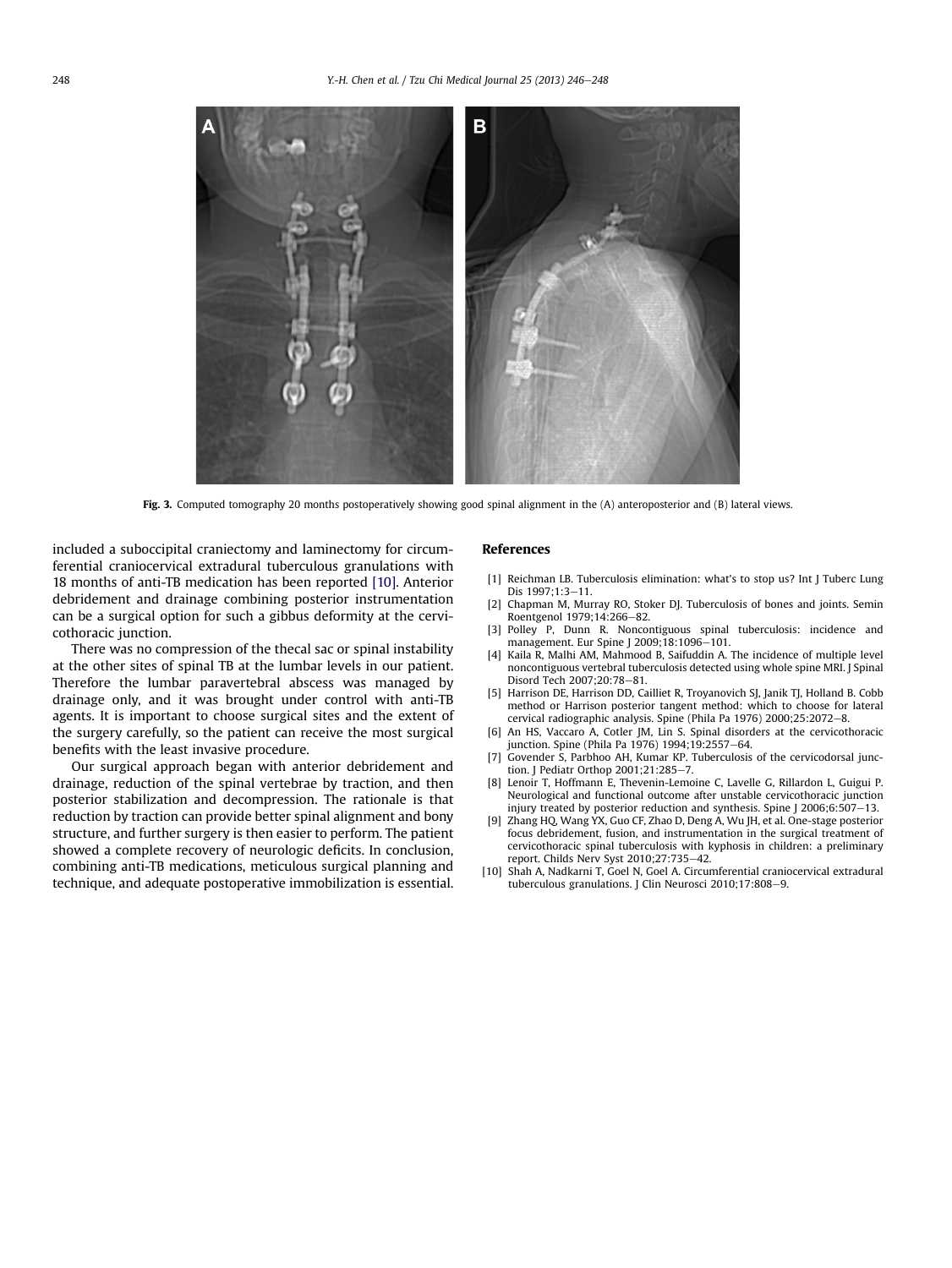Fig. 3. Computed tomography 20 months postoperatively showing good spinal alignment in the (A) anteroposterior and (B) lateral views.

included a suboccipital craniectomy and laminectomy for circumferential craniocervical extradural tuberculous granulations with 18 months of anti-TB medication has been reported [10]. Anterior debridement and drainage combining posterior instrumentation can be a surgical option for such a gibbus deformity at the cervicothoracic junction.

There was no compression of the thecal sac or spinal instability at the other sites of spinal TB at the lumbar levels in our patient. Therefore the lumbar paravertebral abscess was managed by drainage only, and it was brought under control with anti-TB agents. It is important to choose surgical sites and the extent of the surgery carefully, so the patient can receive the most surgical benefits with the least invasive procedure.

Our surgical approach began with anterior debridement and drainage, reduction of the spinal vertebrae by traction, and then posterior stabilization and decompression. The rationale is that reduction by traction can provide better spinal alignment and bony structure, and further surgery is then easier to perform. The patient showed a complete recovery of neurologic deficits. In conclusion, combining anti-TB medications, meticulous surgical planning and technique, and adequate postoperative immobilization is essential.

## References

[1] Reichman LB. Tuberculosis elimination: what's to stop us? Int J Tuberc Lung Dis 1997;1:3–11.

[2] Chapman M, Murray RO, Stoker DJ. Tuberculosis of bones and joints. Semin Roentgenol 1979;14:266–82.

[3] Polley P, Dunn R. Noncontiguous spinal tuberculosis: incidence and management. Eur Spine J 2009;18:1096–101.

[4] Kaila R, Malhi AM, Mahmood B, Saifuddin A. The incidence of multiple level noncontiguous vertebral tuberculosis detected using whole spine MRI. J Spinal Disord Tech 2007;20:78–81.

[5] Harrison DE, Harrison DD, Cailliet R, Troyanovich SJ, Janik TJ, Holland B. Cobb method or Harrison posterior tangent method: which to choose for lateral cervical radiographic analysis. Spine (Phila Pa 1976) 2000;25:2072–8.

[6] An HS, Vaccaro A, Cotler JM, Lin S. Spinal disorders at the cervicothoracic junction. Spine (Phila Pa 1976) 1994;19:2557–64.

[7] Govender S, Parbhoo AH, Kumar KP. Tuberculosis of the cervicodorsal junction. J Pediatr Orthop 2001;21:285–7.

[8] Lenoir T, Hoffmann E, Thevenin-Lemoine C, Lavelle G, Rillardon L, Guigui P. Neurological and functional outcome after unstable cervicothoracic junction injury treated by posterior reduction and synthesis. Spine J 2006;6:507–13.

[9] Zhang HQ, Wang YX, Guo CF, Zhao D, Deng A, Wu JH, et al. One-stage posterior focus debridement, fusion, and instrumentation in the surgical treatment of cervicothoracic spinal tuberculosis with kyphosis in children: a preliminary report. Childs Nerv Syst 2010;27:735–42.

[10] Shah A, Nadkarni T, Goel N, Goel A. Circumferential craniocervical extradural tuberculous granulations. J Clin Neurosci 2010;17:808–9.